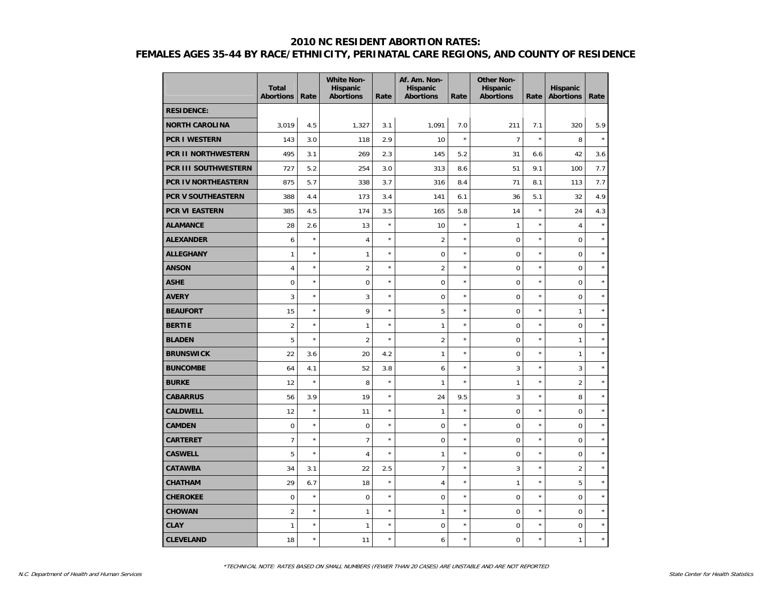## 2010 NC RESIDENT ABORTION RATES:
## FEMALES AGES 35-44 BY RACE/ETHNICITY, PERINATAL CARE REGIONS, AND COUNTY OF RESIDENCE

| | Total Abortions | Rate | White Non-Hispanic Abortions | Rate | Af. Am. Non-Hispanic Abortions | Rate | Other Non-Hispanic Abortions | Rate | Hispanic Abortions | Rate |
|---|---|---|---|---|---|---|---|---|---|---|
| **RESIDENCE:** | | | | | | | | | | |
| **NORTH CAROLINA** | 3,019 | 4.5 | 1,327 | 3.1 | 1,091 | 7.0 | 211 | 7.1 | 320 | 5.9 |
| **PCR I WESTERN** | 143 | 3.0 | 118 | 2.9 | 10 | * | 7 | * | 8 | * |
| **PCR II NORTHWESTERN** | 495 | 3.1 | 269 | 2.3 | 145 | 5.2 | 31 | 6.6 | 42 | 3.6 |
| **PCR III SOUTHWESTERN** | 727 | 5.2 | 254 | 3.0 | 313 | 8.6 | 51 | 9.1 | 100 | 7.7 |
| **PCR IV NORTHEASTERN** | 875 | 5.7 | 338 | 3.7 | 316 | 8.4 | 71 | 8.1 | 113 | 7.7 |
| **PCR V SOUTHEASTERN** | 388 | 4.4 | 173 | 3.4 | 141 | 6.1 | 36 | 5.1 | 32 | 4.9 |
| **PCR VI EASTERN** | 385 | 4.5 | 174 | 3.5 | 165 | 5.8 | 14 | * | 24 | 4.3 |
| **ALAMANCE** | 28 | 2.6 | 13 | * | 10 | * | 1 | * | 4 | * |
| **ALEXANDER** | 6 | * | 4 | * | 2 | * | 0 | * | 0 | * |
| **ALLEGHANY** | 1 | * | 1 | * | 0 | * | 0 | * | 0 | * |
| **ANSON** | 4 | * | 2 | * | 2 | * | 0 | * | 0 | * |
| **ASHE** | 0 | * | 0 | * | 0 | * | 0 | * | 0 | * |
| **AVERY** | 3 | * | 3 | * | 0 | * | 0 | * | 0 | * |
| **BEAUFORT** | 15 | * | 9 | * | 5 | * | 0 | * | 1 | * |
| **BERTIE** | 2 | * | 1 | * | 1 | * | 0 | * | 0 | * |
| **BLADEN** | 5 | * | 2 | * | 2 | * | 0 | * | 1 | * |
| **BRUNSWICK** | 22 | 3.6 | 20 | 4.2 | 1 | * | 0 | * | 1 | * |
| **BUNCOMBE** | 64 | 4.1 | 52 | 3.8 | 6 | * | 3 | * | 3 | * |
| **BURKE** | 12 | * | 8 | * | 1 | * | 1 | * | 2 | * |
| **CABARRUS** | 56 | 3.9 | 19 | * | 24 | 9.5 | 3 | * | 8 | * |
| **CALDWELL** | 12 | * | 11 | * | 1 | * | 0 | * | 0 | * |
| **CAMDEN** | 0 | * | 0 | * | 0 | * | 0 | * | 0 | * |
| **CARTERET** | 7 | * | 7 | * | 0 | * | 0 | * | 0 | * |
| **CASWELL** | 5 | * | 4 | * | 1 | * | 0 | * | 0 | * |
| **CATAWBA** | 34 | 3.1 | 22 | 2.5 | 7 | * | 3 | * | 2 | * |
| **CHATHAM** | 29 | 6.7 | 18 | * | 4 | * | 1 | * | 5 | * |
| **CHEROKEE** | 0 | * | 0 | * | 0 | * | 0 | * | 0 | * |
| **CHOWAN** | 2 | * | 1 | * | 1 | * | 0 | * | 0 | * |
| **CLAY** | 1 | * | 1 | * | 0 | * | 0 | * | 0 | * |
| **CLEVELAND** | 18 | * | 11 | * | 6 | * | 0 | * | 1 | * |

*TECHNICAL NOTE: RATES BASED ON SMALL NUMBERS (FEWER THAN 20 CASES) ARE UNSTABLE AND ARE NOT REPORTED

*N.C. Department of Health and Human Services* — *State Center for Health Statistics*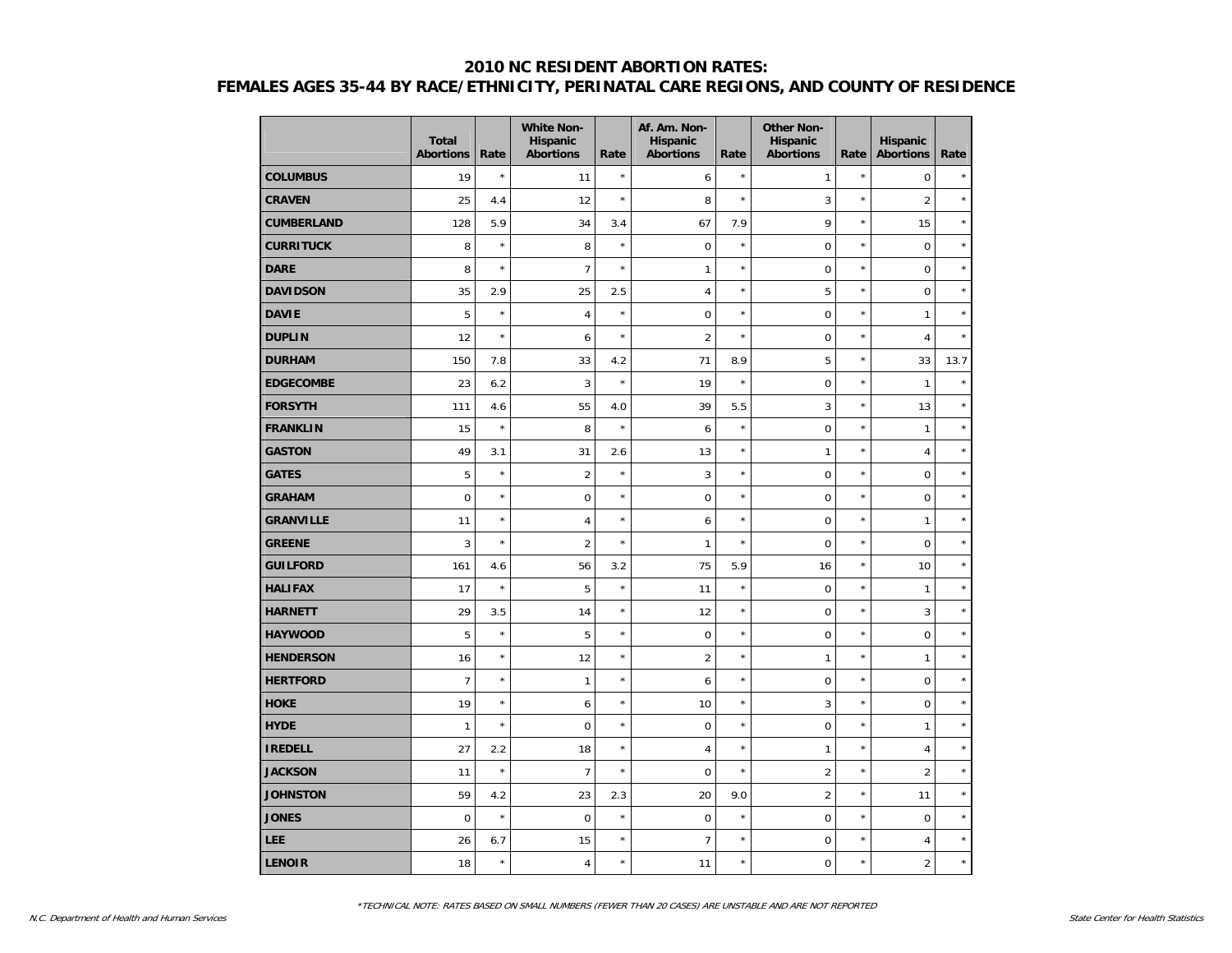# 2010 NC RESIDENT ABORTION RATES:
## FEMALES AGES 35-44 BY RACE/ETHNICITY, PERINATAL CARE REGIONS, AND COUNTY OF RESIDENCE

| | Total Abortions | Rate | White Non-Hispanic Abortions | Rate | Af. Am. Non-Hispanic Abortions | Rate | Other Non-Hispanic Abortions | Rate | Hispanic Abortions | Rate |
|---|---|---|---|---|---|---|---|---|---|---|
| **COLUMBUS** | 19 | * | 11 | * | 6 | * | 1 | * | 0 | * |
| **CRAVEN** | 25 | 4.4 | 12 | * | 8 | * | 3 | * | 2 | * |
| **CUMBERLAND** | 128 | 5.9 | 34 | 3.4 | 67 | 7.9 | 9 | * | 15 | * |
| **CURRITUCK** | 8 | * | 8 | * | 0 | * | 0 | * | 0 | * |
| **DARE** | 8 | * | 7 | * | 1 | * | 0 | * | 0 | * |
| **DAVIDSON** | 35 | 2.9 | 25 | 2.5 | 4 | * | 5 | * | 0 | * |
| **DAVIE** | 5 | * | 4 | * | 0 | * | 0 | * | 1 | * |
| **DUPLIN** | 12 | * | 6 | * | 2 | * | 0 | * | 4 | * |
| **DURHAM** | 150 | 7.8 | 33 | 4.2 | 71 | 8.9 | 5 | * | 33 | 13.7 |
| **EDGECOMBE** | 23 | 6.2 | 3 | * | 19 | * | 0 | * | 1 | * |
| **FORSYTH** | 111 | 4.6 | 55 | 4.0 | 39 | 5.5 | 3 | * | 13 | * |
| **FRANKLIN** | 15 | * | 8 | * | 6 | * | 0 | * | 1 | * |
| **GASTON** | 49 | 3.1 | 31 | 2.6 | 13 | * | 1 | * | 4 | * |
| **GATES** | 5 | * | 2 | * | 3 | * | 0 | * | 0 | * |
| **GRAHAM** | 0 | * | 0 | * | 0 | * | 0 | * | 0 | * |
| **GRANVILLE** | 11 | * | 4 | * | 6 | * | 0 | * | 1 | * |
| **GREENE** | 3 | * | 2 | * | 1 | * | 0 | * | 0 | * |
| **GUILFORD** | 161 | 4.6 | 56 | 3.2 | 75 | 5.9 | 16 | * | 10 | * |
| **HALIFAX** | 17 | * | 5 | * | 11 | * | 0 | * | 1 | * |
| **HARNETT** | 29 | 3.5 | 14 | * | 12 | * | 0 | * | 3 | * |
| **HAYWOOD** | 5 | * | 5 | * | 0 | * | 0 | * | 0 | * |
| **HENDERSON** | 16 | * | 12 | * | 2 | * | 1 | * | 1 | * |
| **HERTFORD** | 7 | * | 1 | * | 6 | * | 0 | * | 0 | * |
| **HOKE** | 19 | * | 6 | * | 10 | * | 3 | * | 0 | * |
| **HYDE** | 1 | * | 0 | * | 0 | * | 0 | * | 1 | * |
| **IREDELL** | 27 | 2.2 | 18 | * | 4 | * | 1 | * | 4 | * |
| **JACKSON** | 11 | * | 7 | * | 0 | * | 2 | * | 2 | * |
| **JOHNSTON** | 59 | 4.2 | 23 | 2.3 | 20 | 9.0 | 2 | * | 11 | * |
| **JONES** | 0 | * | 0 | * | 0 | * | 0 | * | 0 | * |
| **LEE** | 26 | 6.7 | 15 | * | 7 | * | 0 | * | 4 | * |
| **LENOIR** | 18 | * | 4 | * | 11 | * | 0 | * | 2 | * |

*TECHNICAL NOTE: RATES BASED ON SMALL NUMBERS (FEWER THAN 20 CASES) ARE UNSTABLE AND ARE NOT REPORTED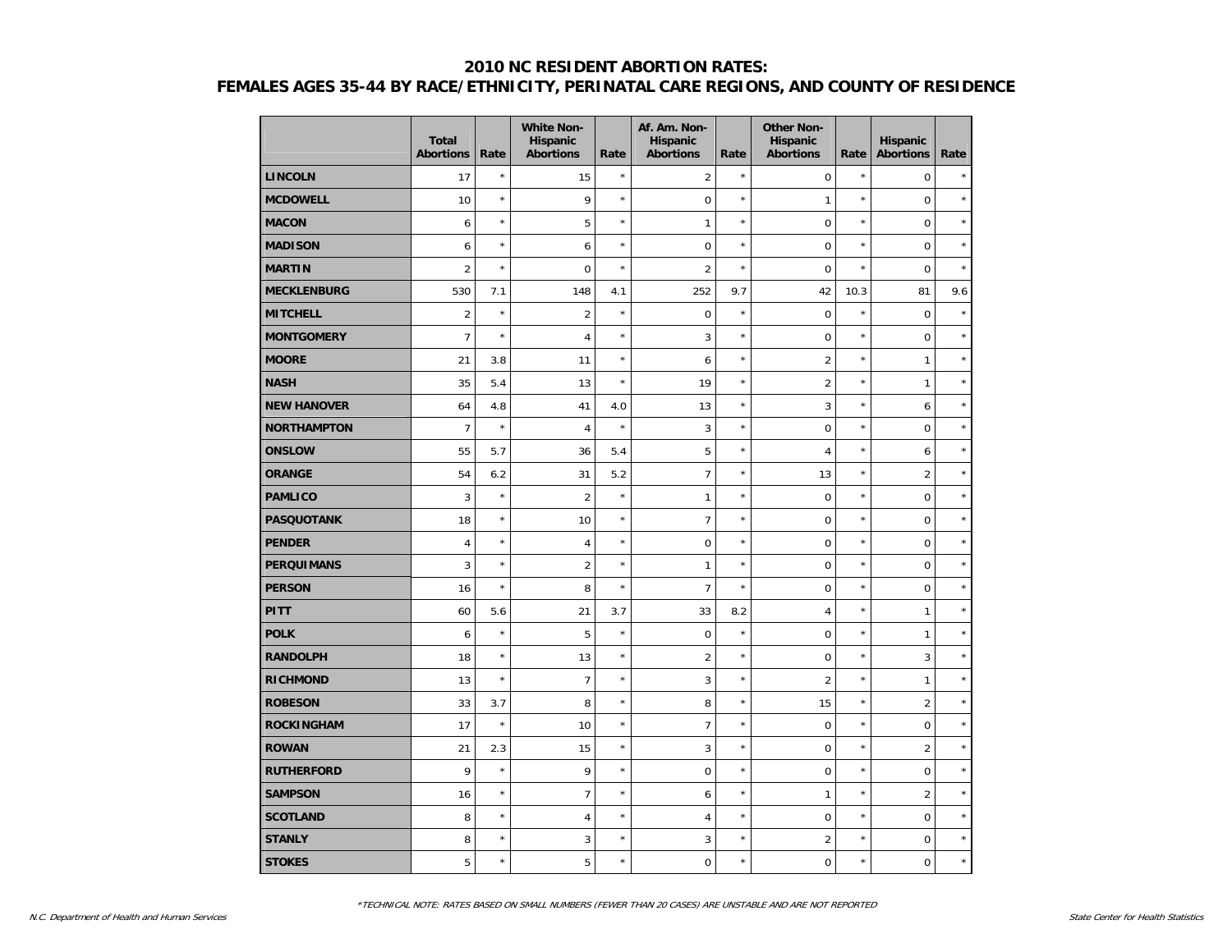## 2010 NC RESIDENT ABORTION RATES:
## FEMALES AGES 35-44 BY RACE/ETHNICITY, PERINATAL CARE REGIONS, AND COUNTY OF RESIDENCE

| | Total Abortions | Rate | White Non-Hispanic Abortions | Rate | Af. Am. Non-Hispanic Abortions | Rate | Other Non-Hispanic Abortions | Rate | Hispanic Abortions | Rate |
|---|---|---|---|---|---|---|---|---|---|---|
| **LINCOLN** | 17 | * | 15 | * | 2 | * | 0 | * | 0 | * |
| **MCDOWELL** | 10 | * | 9 | * | 0 | * | 1 | * | 0 | * |
| **MACON** | 6 | * | 5 | * | 1 | * | 0 | * | 0 | * |
| **MADISON** | 6 | * | 6 | * | 0 | * | 0 | * | 0 | * |
| **MARTIN** | 2 | * | 0 | * | 2 | * | 0 | * | 0 | * |
| **MECKLENBURG** | 530 | 7.1 | 148 | 4.1 | 252 | 9.7 | 42 | 10.3 | 81 | 9.6 |
| **MITCHELL** | 2 | * | 2 | * | 0 | * | 0 | * | 0 | * |
| **MONTGOMERY** | 7 | * | 4 | * | 3 | * | 0 | * | 0 | * |
| **MOORE** | 21 | 3.8 | 11 | * | 6 | * | 2 | * | 1 | * |
| **NASH** | 35 | 5.4 | 13 | * | 19 | * | 2 | * | 1 | * |
| **NEW HANOVER** | 64 | 4.8 | 41 | 4.0 | 13 | * | 3 | * | 6 | * |
| **NORTHAMPTON** | 7 | * | 4 | * | 3 | * | 0 | * | 0 | * |
| **ONSLOW** | 55 | 5.7 | 36 | 5.4 | 5 | * | 4 | * | 6 | * |
| **ORANGE** | 54 | 6.2 | 31 | 5.2 | 7 | * | 13 | * | 2 | * |
| **PAMLICO** | 3 | * | 2 | * | 1 | * | 0 | * | 0 | * |
| **PASQUOTANK** | 18 | * | 10 | * | 7 | * | 0 | * | 0 | * |
| **PENDER** | 4 | * | 4 | * | 0 | * | 0 | * | 0 | * |
| **PERQUIMANS** | 3 | * | 2 | * | 1 | * | 0 | * | 0 | * |
| **PERSON** | 16 | * | 8 | * | 7 | * | 0 | * | 0 | * |
| **PITT** | 60 | 5.6 | 21 | 3.7 | 33 | 8.2 | 4 | * | 1 | * |
| **POLK** | 6 | * | 5 | * | 0 | * | 0 | * | 1 | * |
| **RANDOLPH** | 18 | * | 13 | * | 2 | * | 0 | * | 3 | * |
| **RICHMOND** | 13 | * | 7 | * | 3 | * | 2 | * | 1 | * |
| **ROBESON** | 33 | 3.7 | 8 | * | 8 | * | 15 | * | 2 | * |
| **ROCKINGHAM** | 17 | * | 10 | * | 7 | * | 0 | * | 0 | * |
| **ROWAN** | 21 | 2.3 | 15 | * | 3 | * | 0 | * | 2 | * |
| **RUTHERFORD** | 9 | * | 9 | * | 0 | * | 0 | * | 0 | * |
| **SAMPSON** | 16 | * | 7 | * | 6 | * | 1 | * | 2 | * |
| **SCOTLAND** | 8 | * | 4 | * | 4 | * | 0 | * | 0 | * |
| **STANLY** | 8 | * | 3 | * | 3 | * | 2 | * | 0 | * |
| **STOKES** | 5 | * | 5 | * | 0 | * | 0 | * | 0 | * |

*TECHNICAL NOTE: RATES BASED ON SMALL NUMBERS (FEWER THAN 20 CASES) ARE UNSTABLE AND ARE NOT REPORTED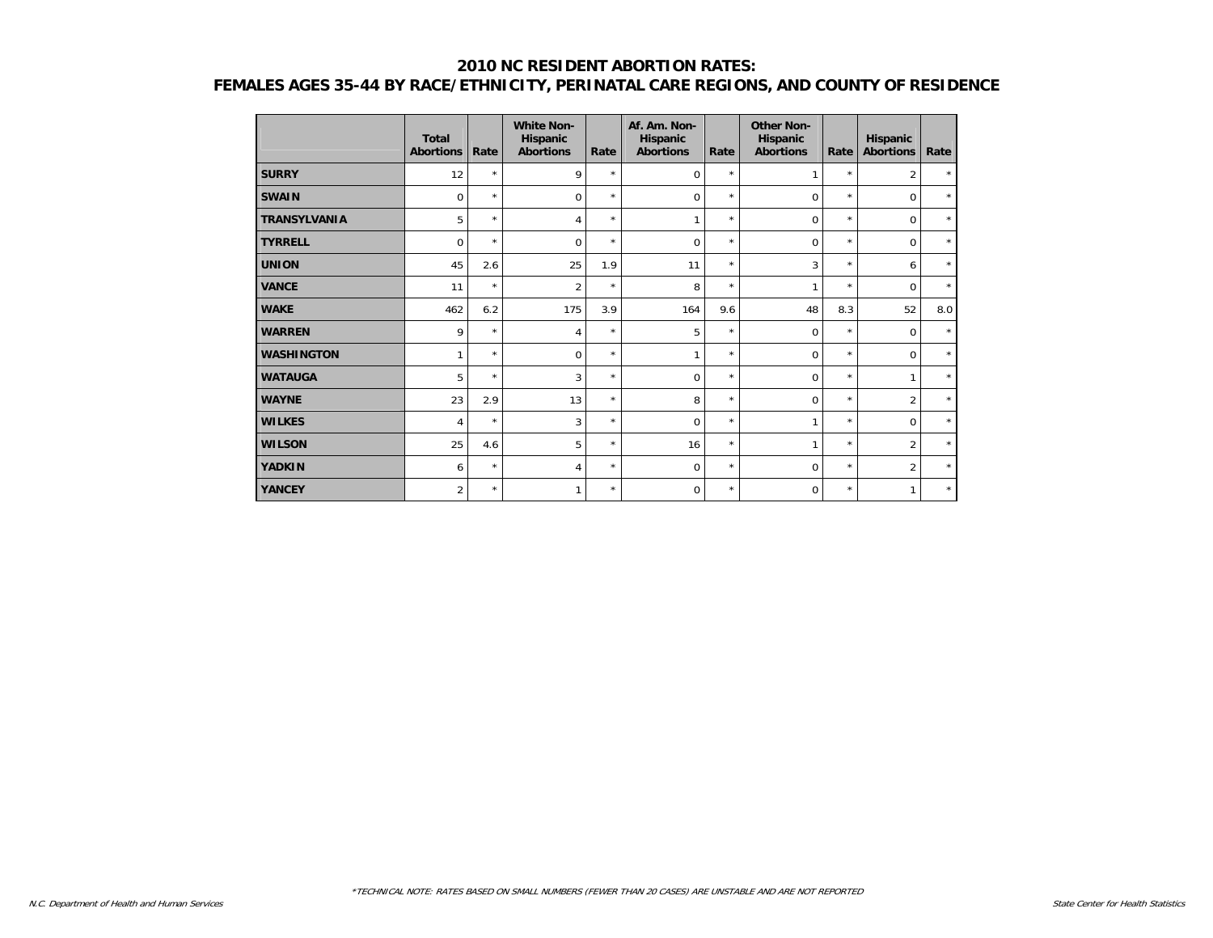## 2010 NC RESIDENT ABORTION RATES:
## FEMALES AGES 35-44 BY RACE/ETHNICITY, PERINATAL CARE REGIONS, AND COUNTY OF RESIDENCE

| | Total Abortions | Rate | White Non-Hispanic Abortions | Rate | Af. Am. Non-Hispanic Abortions | Rate | Other Non-Hispanic Abortions | Rate | Hispanic Abortions | Rate |
|---|---|---|---|---|---|---|---|---|---|---|
| **SURRY** | 12 | * | 9 | * | 0 | * | 1 | * | 2 | * |
| **SWAIN** | 0 | * | 0 | * | 0 | * | 0 | * | 0 | * |
| **TRANSYLVANIA** | 5 | * | 4 | * | 1 | * | 0 | * | 0 | * |
| **TYRRELL** | 0 | * | 0 | * | 0 | * | 0 | * | 0 | * |
| **UNION** | 45 | 2.6 | 25 | 1.9 | 11 | * | 3 | * | 6 | * |
| **VANCE** | 11 | * | 2 | * | 8 | * | 1 | * | 0 | * |
| **WAKE** | 462 | 6.2 | 175 | 3.9 | 164 | 9.6 | 48 | 8.3 | 52 | 8.0 |
| **WARREN** | 9 | * | 4 | * | 5 | * | 0 | * | 0 | * |
| **WASHINGTON** | 1 | * | 0 | * | 1 | * | 0 | * | 0 | * |
| **WATAUGA** | 5 | * | 3 | * | 0 | * | 0 | * | 1 | * |
| **WAYNE** | 23 | 2.9 | 13 | * | 8 | * | 0 | * | 2 | * |
| **WILKES** | 4 | * | 3 | * | 0 | * | 1 | * | 0 | * |
| **WILSON** | 25 | 4.6 | 5 | * | 16 | * | 1 | * | 2 | * |
| **YADKIN** | 6 | * | 4 | * | 0 | * | 0 | * | 2 | * |
| **YANCEY** | 2 | * | 1 | * | 0 | * | 0 | * | 1 | * |

*TECHNICAL NOTE: RATES BASED ON SMALL NUMBERS (FEWER THAN 20 CASES) ARE UNSTABLE AND ARE NOT REPORTED